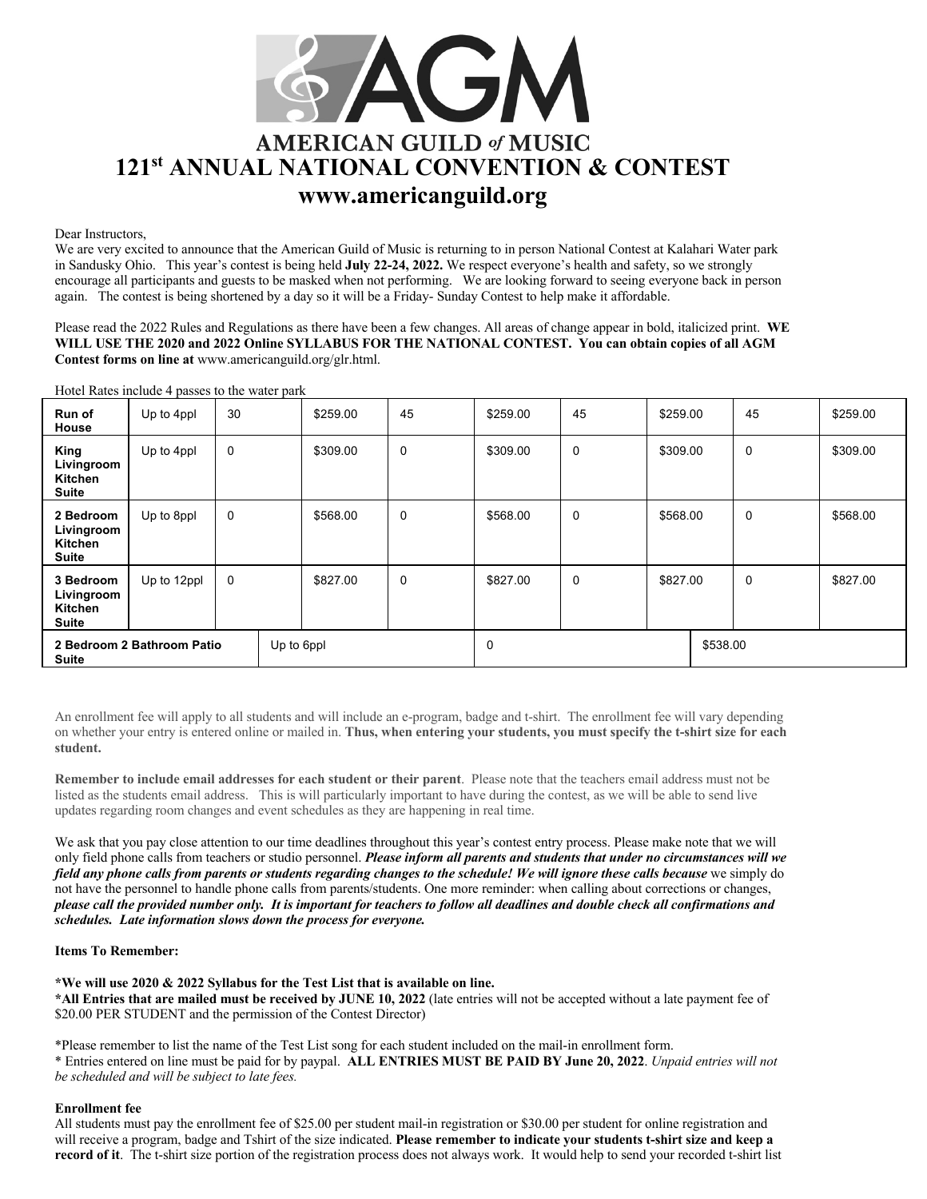# AMERICAN GUILD of MUSIC

# 121st ANNUAL NATIONAL CONVENTION & CONTEST

## www.americanguild.org

Dear Instructors,

We are very excited to announce that the American Guild of Music is returning to in person National Contest at Kalahari Water park in Sandusky Ohio. This year's contest is being held **July 22-24, 2022.** We respect everyone's health and safety, so we strongly encourage all participants and guests to be masked when not performing. We are looking forward to seeing everyone back in person again. The contest is being shortened by a day so it will be a Friday- Sunday Contest to help make it affordable.

Please read the 2022 Rules and Regulations as there have been a few changes. All areas of change appear in bold, italicized print. **WE WILL USE THE 2020 and 2022 Online SYLLABUS FOR THE NATIONAL CONTEST. You can obtain copies of all AGM Contest forms on line at** www.americanguild.org/glr.html.

Hotel Rates include 4 passes to the water park

| Run of House | Up to 4ppl | 30 | $259.00 | 45 | $259.00 | 45 | $259.00 | 45 | $259.00 |
|---|---|---|---|---|---|---|---|---|---|
| King Livingroom Kitchen Suite | Up to 4ppl | 0 | $309.00 | 0 | $309.00 | 0 | $309.00 | 0 | $309.00 |
| 2 Bedroom Livingroom Kitchen Suite | Up to 8ppl | 0 | $568.00 | 0 | $568.00 | 0 | $568.00 | 0 | $568.00 |
| 3 Bedroom Livingroom Kitchen Suite | Up to 12ppl | 0 | $827.00 | 0 | $827.00 | 0 | $827.00 | 0 | $827.00 |
| 2 Bedroom 2 Bathroom Patio Suite | | Up to 6ppl | | | 0 | | $538.00 | | |

An enrollment fee will apply to all students and will include an e-program, badge and t-shirt. The enrollment fee will vary depending on whether your entry is entered online or mailed in. **Thus, when entering your students, you must specify the t-shirt size for each student.**

**Remember to include email addresses for each student or their parent**. Please note that the teachers email address must not be listed as the students email address. This is will particularly important to have during the contest, as we will be able to send live updates regarding room changes and event schedules as they are happening in real time.

We ask that you pay close attention to our time deadlines throughout this year's contest entry process. Please make note that we will only field phone calls from teachers or studio personnel. ***Please inform all parents and students that under no circumstances will we field any phone calls from parents or students regarding changes to the schedule! We will ignore these calls because*** we simply do not have the personnel to handle phone calls from parents/students. One more reminder: when calling about corrections or changes, ***please call the provided number only. It is important for teachers to follow all deadlines and double check all confirmations and schedules. Late information slows down the process for everyone.***

**Items To Remember:**

**\*We will use 2020 & 2022 Syllabus for the Test List that is available on line.**
**\*All Entries that are mailed must be received by JUNE 10, 2022** (late entries will not be accepted without a late payment fee of $20.00 PER STUDENT and the permission of the Contest Director)

\*Please remember to list the name of the Test List song for each student included on the mail-in enrollment form.
\* Entries entered on line must be paid for by paypal. **ALL ENTRIES MUST BE PAID BY June 20, 2022**. *Unpaid entries will not be scheduled and will be subject to late fees.*

**Enrollment fee**
All students must pay the enrollment fee of $25.00 per student mail-in registration or $30.00 per student for online registration and will receive a program, badge and Tshirt of the size indicated. **Please remember to indicate your students t-shirt size and keep a record of it**. The t-shirt size portion of the registration process does not always work. It would help to send your recorded t-shirt list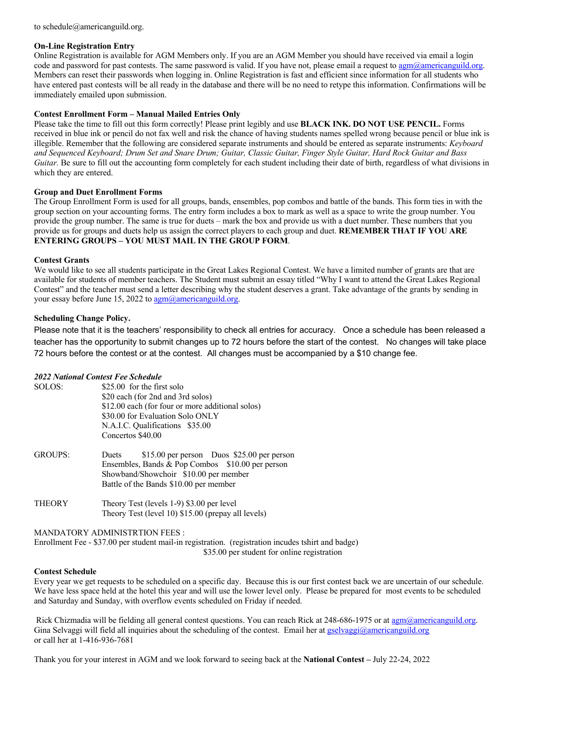to schedule@americanguild.org.

**On-Line Registration Entry**

Online Registration is available for AGM Members only. If you are an AGM Member you should have received via email a login code and password for past contests. The same password is valid. If you have not, please email a request to agm@americanguild.org. Members can reset their passwords when logging in. Online Registration is fast and efficient since information for all students who have entered past contests will be all ready in the database and there will be no need to retype this information. Confirmations will be immediately emailed upon submission.

**Contest Enrollment Form – Manual Mailed Entries Only**

Please take the time to fill out this form correctly! Please print legibly and use **BLACK INK. DO NOT USE PENCIL.** Forms received in blue ink or pencil do not fax well and risk the chance of having students names spelled wrong because pencil or blue ink is illegible. Remember that the following are considered separate instruments and should be entered as separate instruments: *Keyboard and Sequenced Keyboard; Drum Set and Snare Drum; Guitar, Classic Guitar, Finger Style Guitar, Hard Rock Guitar and Bass Guitar.* Be sure to fill out the accounting form completely for each student including their date of birth, regardless of what divisions in which they are entered.

**Group and Duet Enrollment Forms**

The Group Enrollment Form is used for all groups, bands, ensembles, pop combos and battle of the bands. This form ties in with the group section on your accounting forms. The entry form includes a box to mark as well as a space to write the group number. You provide the group number. The same is true for duets – mark the box and provide us with a duet number. These numbers that you provide us for groups and duets help us assign the correct players to each group and duet. **REMEMBER THAT IF YOU ARE ENTERING GROUPS – YOU MUST MAIL IN THE GROUP FORM**.

**Contest Grants**

We would like to see all students participate in the Great Lakes Regional Contest. We have a limited number of grants are that are available for students of member teachers. The Student must submit an essay titled "Why I want to attend the Great Lakes Regional Contest" and the teacher must send a letter describing why the student deserves a grant. Take advantage of the grants by sending in your essay before June 15, 2022 to agm@americanguild.org.

**Scheduling Change Policy.**

Please note that it is the teachers' responsibility to check all entries for accuracy. Once a schedule has been released a teacher has the opportunity to submit changes up to 72 hours before the start of the contest. No changes will take place 72 hours before the contest or at the contest. All changes must be accompanied by a $10 change fee.

***2022 National Contest Fee Schedule***

| | |
|---|---|
| SOLOS: | $25.00 for the first solo<br>$20 each (for 2nd and 3rd solos)<br>$12.00 each (for four or more additional solos)<br>$30.00 for Evaluation Solo ONLY<br>N.A.I.C. Qualifications $35.00<br>Concertos $40.00 |
| GROUPS: | Duets $15.00 per person Duos $25.00 per person<br>Ensembles, Bands & Pop Combos $10.00 per person<br>Showband/Showchoir $10.00 per member<br>Battle of the Bands $10.00 per member |
| THEORY | Theory Test (levels 1-9) $3.00 per level<br>Theory Test (level 10) $15.00 (prepay all levels) |

MANDATORY ADMINISTRTION FEES :

Enrollment Fee - $37.00 per student mail-in registration. (registration incudes tshirt and badge)
$35.00 per student for online registration

**Contest Schedule**

Every year we get requests to be scheduled on a specific day. Because this is our first contest back we are uncertain of our schedule. We have less space held at the hotel this year and will use the lower level only. Please be prepared for most events to be scheduled and Saturday and Sunday, with overflow events scheduled on Friday if needed.

Rick Chizmadia will be fielding all general contest questions. You can reach Rick at 248-686-1975 or at agm@americanguild.org. Gina Selvaggi will field all inquiries about the scheduling of the contest. Email her at gselvaggi@americanguild.org or call her at 1-416-936-7681

Thank you for your interest in AGM and we look forward to seeing back at the **National Contest –** July 22-24, 2022